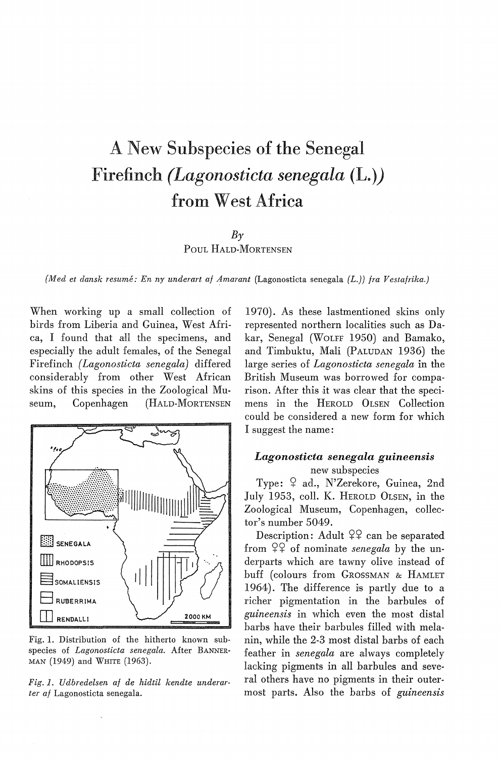# A New Subspecies of the Senegal Firefinch (*Lagonosticta senegala* (L.)) from West Africa

*By*

POUL HALD-MORTENSEN

*(Med et dansk resumé: En ny underart af Amarant* (Lagonosticta senegala *(L.)) fra Vestafrika.)*

When working up a small collection of birds from Liberia and Guinea, West Africa, I found that all the specimens, and especially the adult females, of the Senegal Firefinch *(Lagonosticta senegala)* differed considerably from other West African skins of this species in the Zoological Museum, Copenhagen (HALD-MORTENSEN 1970). As these lastmentioned skins only represented northern localities such as Dakar, Senegal (WOLFF 1950) and Bamako, and Timbuktu, Mali (PALUDAN 1936) the large series of *Lagonosticta senegala* in the British Museum was borrowed for comparison. After this it was clear that the specimens in the HEROLD OLSEN Collection could be considered a new form for which I suggest the name:

Fig. 1. Distribution of the hitherto known subspecies of *Lagonosticta senegala*. After BANNERMAN (1949) and WHITE (1963).

*Fig. 1. Udbredelsen af de hidtil kendte underarter af* Lagonosticta senegala.

### *Lagonosticta senegala guineensis*

new subspecies

Type: ♀ ad., N'Zerekore, Guinea, 2nd July 1953, coll. K. HEROLD OLSEN, in the Zoological Museum, Copenhagen, collector's number 5049.

Description: Adult ♀♀ can be separated from ♀♀ of nominate *senegala* by the underparts which are tawny olive instead of buff (colours from GROSSMAN & HAMLET 1964). The difference is partly due to a richer pigmentation in the barbules of *guineensis* in which even the most distal barbs have their barbules filled with melanin, while the 2-3 most distal barbs of each feather in *senegala* are always completely lacking pigments in all barbules and several others have no pigments in their outermost parts. Also the barbs of *guineensis*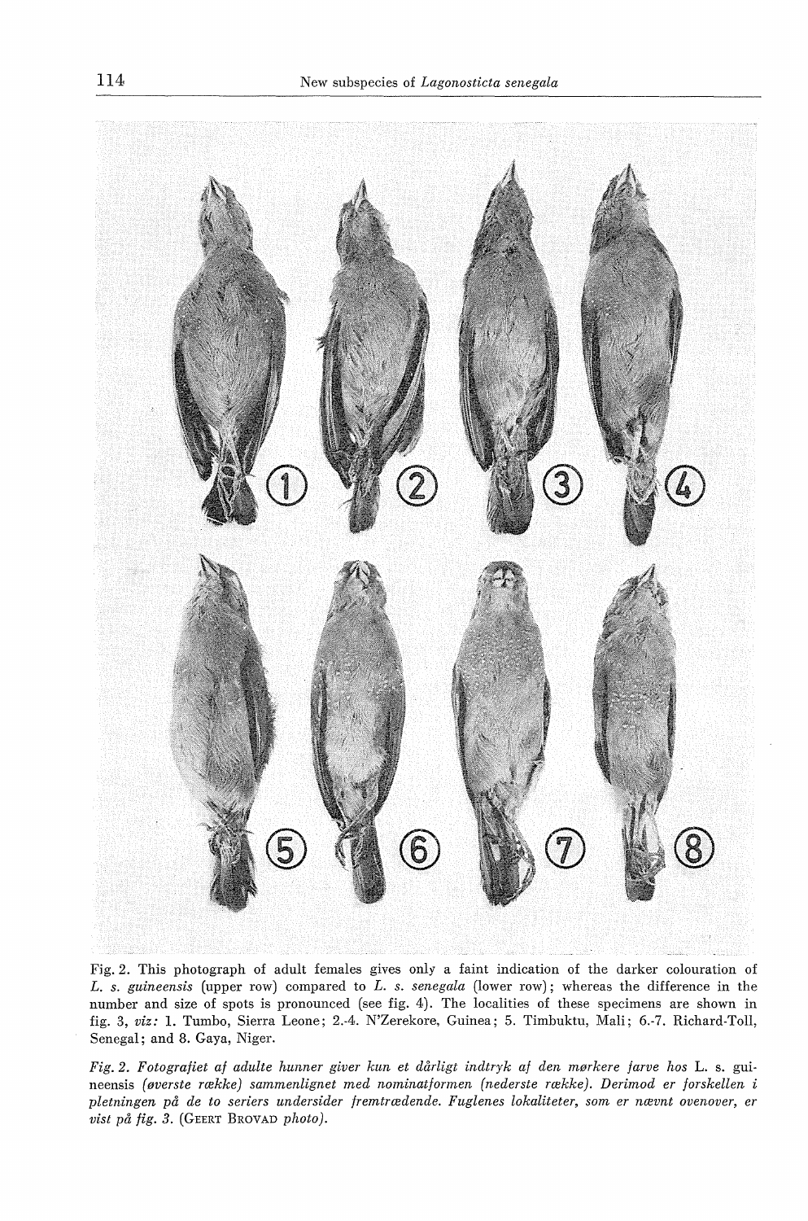Fig. 2. This photograph of adult females gives only a faint indication of the darker colouration of *L. s. guineensis* (upper row) compared to *L. s. senegala* (lower row); whereas the difference in the number and size of spots is pronounced (see fig. 4). The localities of these specimens are shown in fig. 3, *viz:* 1. Tumbo, Sierra Leone; 2.-4. N'Zerekore, Guinea; 5. Timbuktu, Mali; 6.-7. Richard-Toll, Senegal; and 8. Gaya, Niger.

*Fig. 2. Fotografiet af adulte hunner giver kun et dårligt indtryk af den mørkere farve hos* L. s. guineensis *(øverste række) sammenlignet med nominatformen (nederste række). Derimod er forskellen i pletningen på de to seriers undersider fremtrædende. Fuglenes lokaliteter, som er nævnt ovenover, er vist på fig. 3.* (GEERT BROVAD *photo).*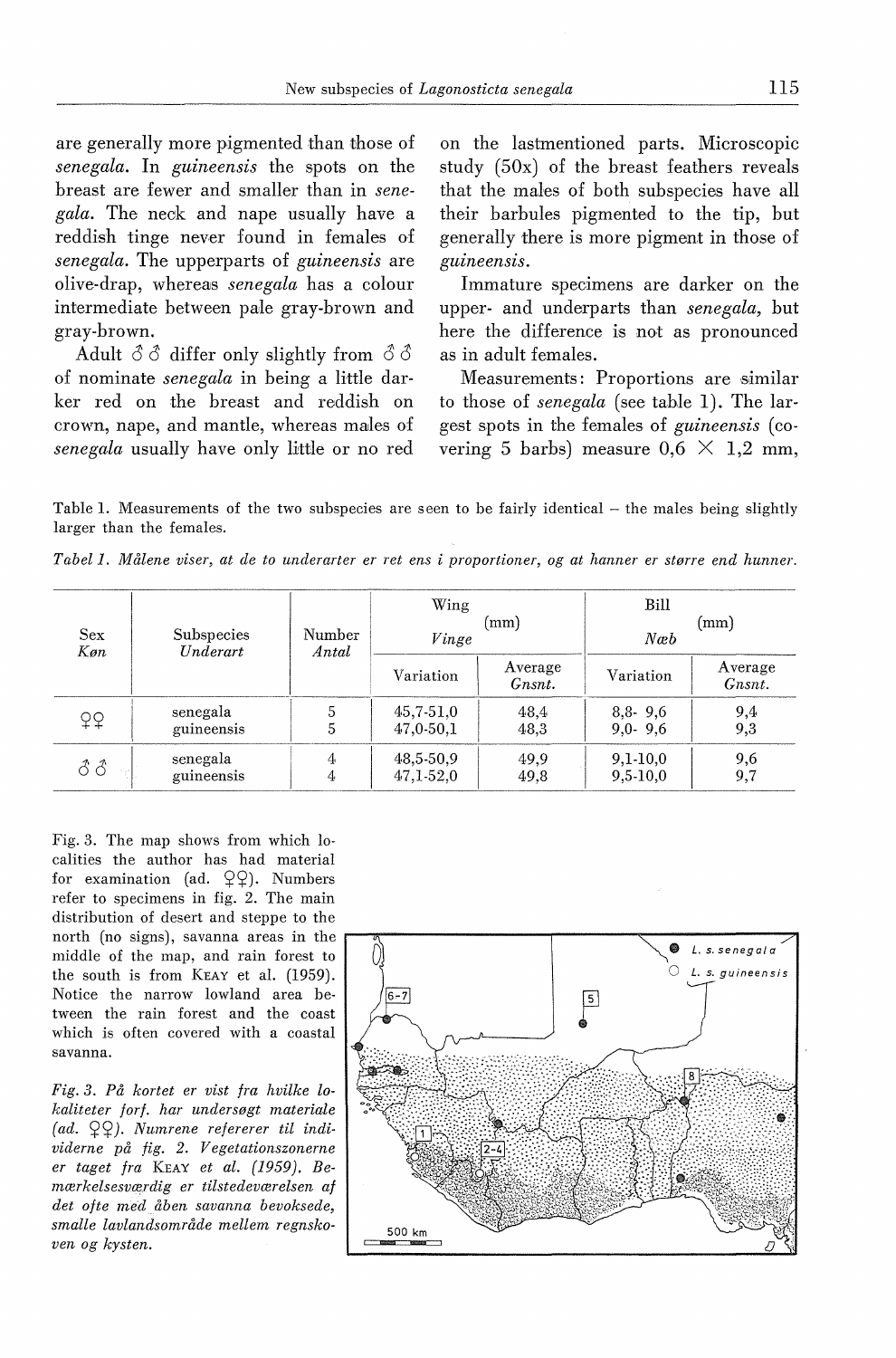are generally more pigmented than those of *senegala*. In *guineensis* the spots on the breast are fewer and smaller than in *senegala*. The neck and nape usually have a reddish tinge never found in females of *senegala*. The upperparts of *guineensis* are olive-drap, whereas *senegala* has a colour intermediate between pale gray-brown and gray-brown.

Adult ♂♂ differ only slightly from ♂♂ of nominate *senegala* in being a little darker red on the breast and reddish on crown, nape, and mantle, whereas males of *senegala* usually have only little or no red on the lastmentioned parts. Microscopic study (50x) of the breast feathers reveals that the males of both subspecies have all their barbules pigmented to the tip, but generally there is more pigment in those of *guineensis*.

Immature specimens are darker on the upper- and underparts than *senegala*, but here the difference is not as pronounced as in adult females.

Measurements: Proportions are similar to those of *senegala* (see table 1). The largest spots in the females of *guineensis* (covering 5 barbs) measure 0,6 × 1,2 mm,

Table 1. Measurements of the two subspecies are seen to be fairly identical – the males being slightly larger than the females.

*Tabel 1. Målene viser, at de to underarter er ret ens i proportioner, og at hanner er større end hunner.*

| Sex *Køn* | Subspecies *Underart* | Number *Antal* | Wing *Vinge* (mm) | | Bill *Næb* (mm) | |
|---|---|---|---|---|---|---|
| | | | Variation | Average *Gnsnt.* | Variation | Average *Gnsnt.* |
| ♀♀ | senegala | 5 | 45,7-51,0 | 48,4 | 8,8- 9,6 | 9,4 |
| | guineensis | 5 | 47,0-50,1 | 48,3 | 9,0- 9,6 | 9,3 |
| ♂♂ | senegala | 4 | 48,5-50,9 | 49,9 | 9,1-10,0 | 9,6 |
| | guineensis | 4 | 47,1-52,0 | 49,8 | 9,5-10,0 | 9,7 |

Fig. 3. The map shows from which localities the author has had material for examination (ad. ♀♀). Numbers refer to specimens in fig. 2. The main distribution of desert and steppe to the north (no signs), savanna areas in the middle of the map, and rain forest to the south is from KEAY et al. (1959). Notice the narrow lowland area between the rain forest and the coast which is often covered with a coastal savanna.

*Fig. 3. På kortet er vist fra hvilke lokaliteter forf. har undersøgt materiale (ad. ♀♀). Numrene refererer til individerne på fig. 2. Vegetationszonerne er taget fra KEAY et al. (1959). Bemærkelsesværdig er tilstedeværelsen af det ofte med åben savanna bevoksede, smalle lavlandsområde mellem regnskoven og kysten.*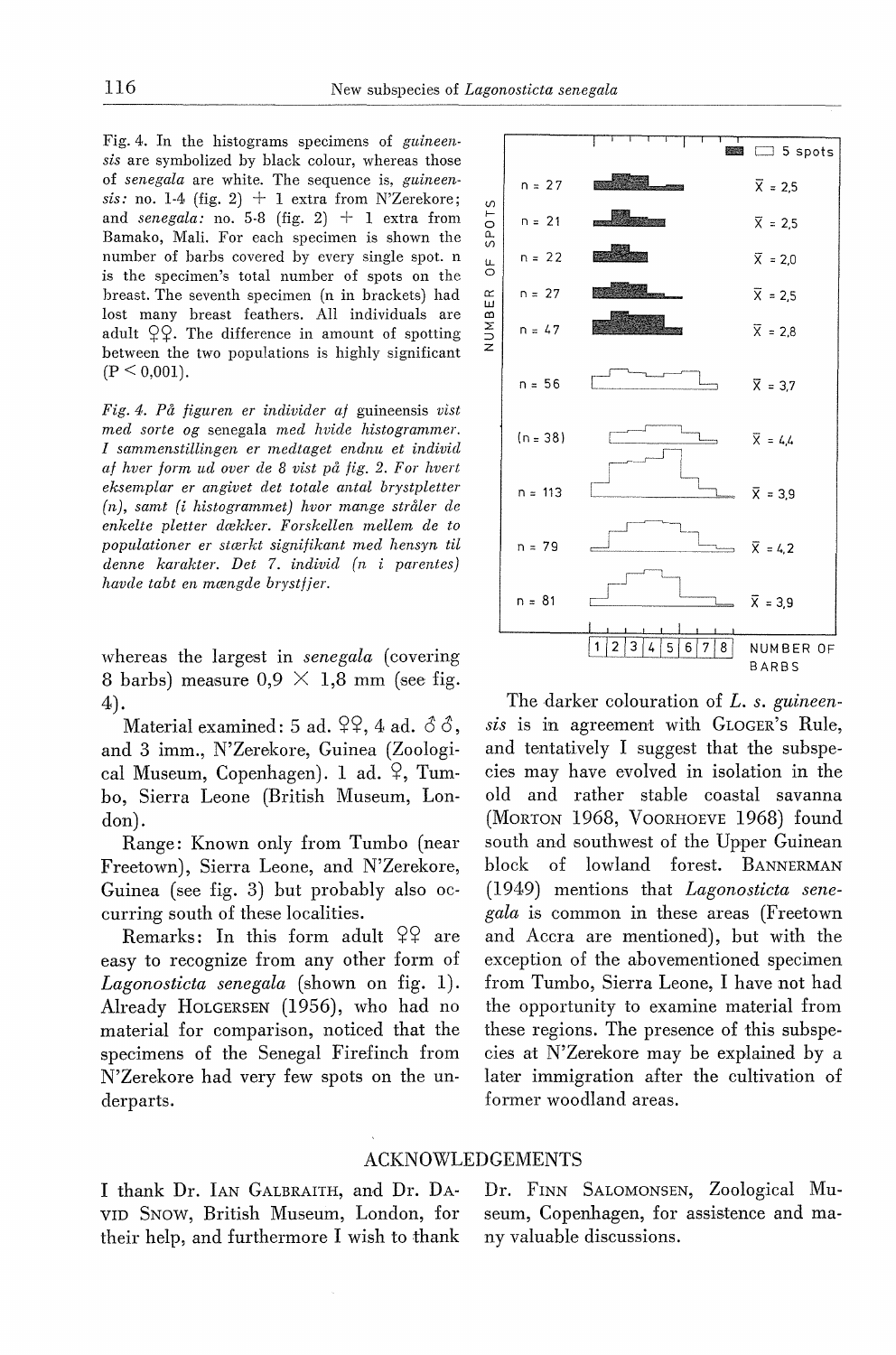Fig. 4. In the histograms specimens of *guineensis* are symbolized by black colour, whereas those of *senegala* are white. The sequence is, *guineensis:* no. 1-4 (fig. 2) + 1 extra from N'Zerekore; and *senegala:* no. 5-8 (fig. 2) + 1 extra from Bamako, Mali. For each specimen is shown the number of barbs covered by every single spot. n is the specimen's total number of spots on the breast. The seventh specimen (n in brackets) had lost many breast feathers. All individuals are adult ♀♀. The difference in amount of spotting between the two populations is highly significant (P < 0,001).

*Fig. 4. På figuren er individer af* guineensis *vist med sorte og* senegala *med hvide histogrammer. I sammenstillingen er medtaget endnu et individ af hver form ud over de 8 vist på fig. 2. For hvert eksemplar er angivet det totale antal brystpletter (n), samt (i histogrammet) hvor mange stråler de enkelte pletter dækker. Forskellen mellem de to populationer er stærkt signifikant med hensyn til denne karakter. Det 7. individ (n i parentes) havde tabt en mængde brystfjer.*

| NUMBER OF SPOTS | $\bar{x}$ |
|---|---|
| n = 27 | $\bar{x}$ = 2,5 |
| n = 21 | $\bar{x}$ = 2,5 |
| n = 22 | $\bar{x}$ = 2,0 |
| n = 27 | $\bar{x}$ = 2,5 |
| n = 47 | $\bar{x}$ = 2,8 |
| n = 56 | $\bar{x}$ = 3,7 |
| (n = 38) | $\bar{x}$ = 4,4 |
| n = 113 | $\bar{x}$ = 3,9 |
| n = 79 | $\bar{x}$ = 4,2 |
| n = 81 | $\bar{x}$ = 3,9 |

5 spots — NUMBER OF BARBS: 1 2 3 4 5 6 7 8

whereas the largest in *senegala* (covering 8 barbs) measure 0,9 × 1,8 mm (see fig. 4).

Material examined: 5 ad. ♀♀, 4 ad. ♂♂, and 3 imm., N'Zerekore, Guinea (Zoological Museum, Copenhagen). 1 ad. ♀, Tumbo, Sierra Leone (British Museum, London).

Range: Known only from Tumbo (near Freetown), Sierra Leone, and N'Zerekore, Guinea (see fig. 3) but probably also occurring south of these localities.

Remarks: In this form adult ♀♀ are easy to recognize from any other form of *Lagonosticta senegala* (shown on fig. 1). Already HOLGERSEN (1956), who had no material for comparison, noticed that the specimens of the Senegal Firefinch from N'Zerekore had very few spots on the underparts.

The darker colouration of *L. s. guineensis* is in agreement with GLOGER's Rule, and tentatively I suggest that the subspecies may have evolved in isolation in the old and rather stable coastal savanna (MORTON 1968, VOORHOEVE 1968) found south and southwest of the Upper Guinean block of lowland forest. BANNERMAN (1949) mentions that *Lagonosticta senegala* is common in these areas (Freetown and Accra are mentioned), but with the exception of the abovementioned specimen from Tumbo, Sierra Leone, I have not had the opportunity to examine material from these regions. The presence of this subspecies at N'Zerekore may be explained by a later immigration after the cultivation of former woodland areas.

## ACKNOWLEDGEMENTS

I thank Dr. IAN GALBRAITH, and Dr. DAVID SNOW, British Museum, London, for their help, and furthermore I wish to thank Dr. FINN SALOMONSEN, Zoological Museum, Copenhagen, for assistence and many valuable discussions.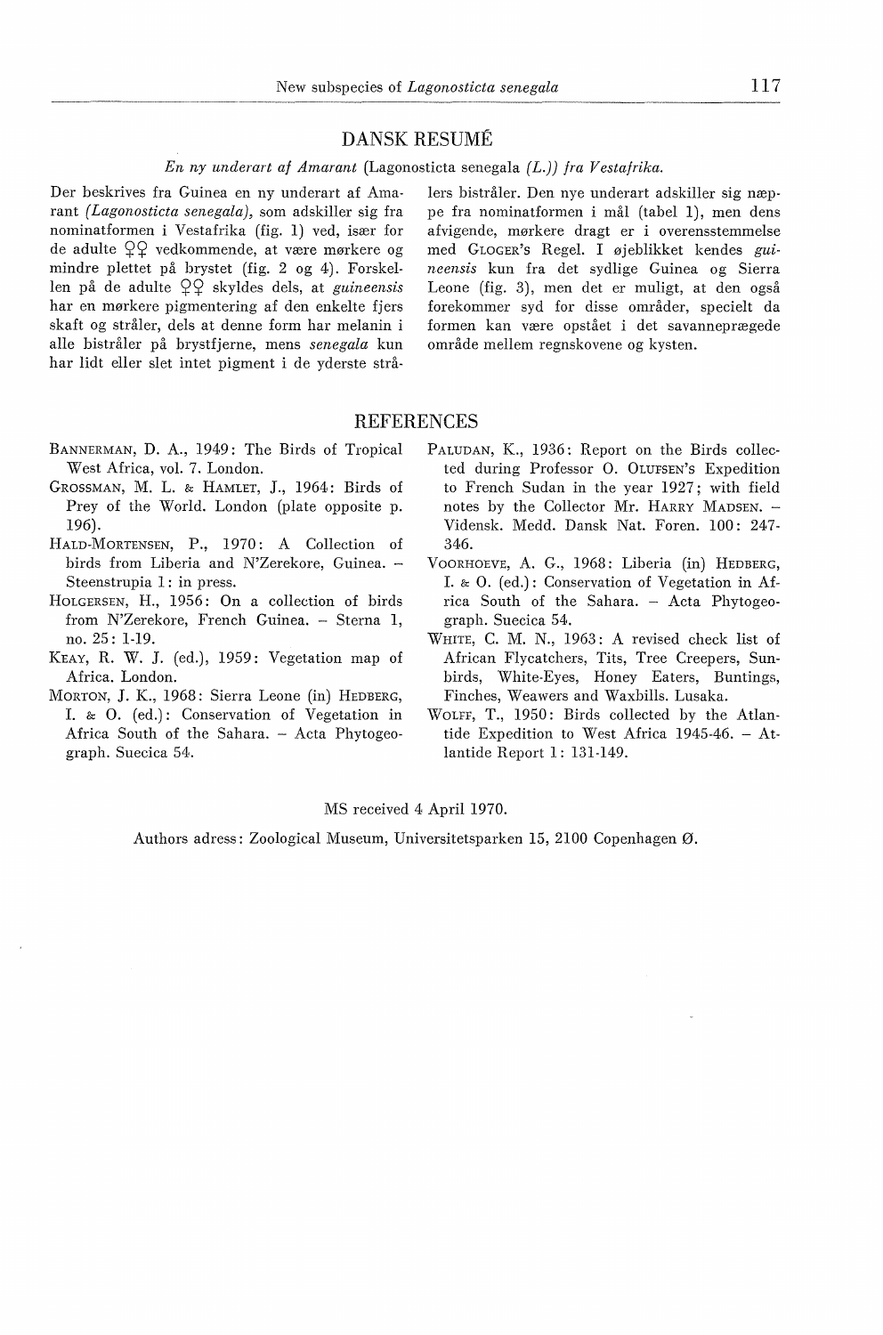## DANSK RESUMÉ

*En ny underart af Amarant* (Lagonosticta senegala *(L.)) fra Vestafrika.*

Der beskrives fra Guinea en ny underart af Amarant *(Lagonosticta senegala)*, som adskiller sig fra nominatformen i Vestafrika (fig. 1) ved, især for de adulte ♀♀ vedkommende, at være mørkere og mindre plettet på brystet (fig. 2 og 4). Forskellen på de adulte ♀♀ skyldes dels, at *guineensis* har en mørkere pigmentering af den enkelte fjers skaft og stråler, dels at denne form har melanin i alle bistråler på brystfjerne, mens *senegala* kun har lidt eller slet intet pigment i de yderste strålers bistråler. Den nye underart adskiller sig næppe fra nominatformen i mål (tabel 1), men dens afvigende, mørkere dragt er i overensstemmelse med GLOGER'S Regel. I øjeblikket kendes *guineensis* kun fra det sydlige Guinea og Sierra Leone (fig. 3), men det er muligt, at den også forekommer syd for disse områder, specielt da formen kan være opstået i det savanneprægede område mellem regnskovene og kysten.

## REFERENCES

BANNERMAN, D. A., 1949: The Birds of Tropical West Africa, vol. 7. London.

GROSSMAN, M. L. & HAMLET, J., 1964: Birds of Prey of the World. London (plate opposite p. 196).

HALD-MORTENSEN, P., 1970: A Collection of birds from Liberia and N'Zerekore, Guinea. – Steenstrupia 1: in press.

HOLGERSEN, H., 1956: On a collection of birds from N'Zerekore, French Guinea. – Sterna 1, no. 25: 1-19.

KEAY, R. W. J. (ed.), 1959: Vegetation map of Africa. London.

MORTON, J. K., 1968: Sierra Leone (in) HEDBERG, I. & O. (ed.): Conservation of Vegetation in Africa South of the Sahara. – Acta Phytogeograph. Suecica 54.

PALUDAN, K., 1936: Report on the Birds collected during Professor O. OLUFSEN'S Expedition to French Sudan in the year 1927; with field notes by the Collector Mr. HARRY MADSEN. – Vidensk. Medd. Dansk Nat. Foren. 100: 247-346.

VOORHOEVE, A. G., 1968: Liberia (in) HEDBERG, I. & O. (ed.): Conservation of Vegetation in Africa South of the Sahara. – Acta Phytogeograph. Suecica 54.

WHITE, C. M. N., 1963: A revised check list of African Flycatchers, Tits, Tree Creepers, Sunbirds, White-Eyes, Honey Eaters, Buntings, Finches, Weawers and Waxbills. Lusaka.

WOLFF, T., 1950: Birds collected by the Atlantide Expedition to West Africa 1945-46. – Atlantide Report 1: 131-149.

MS received 4 April 1970.

Authors adress: Zoological Museum, Universitetsparken 15, 2100 Copenhagen Ø.